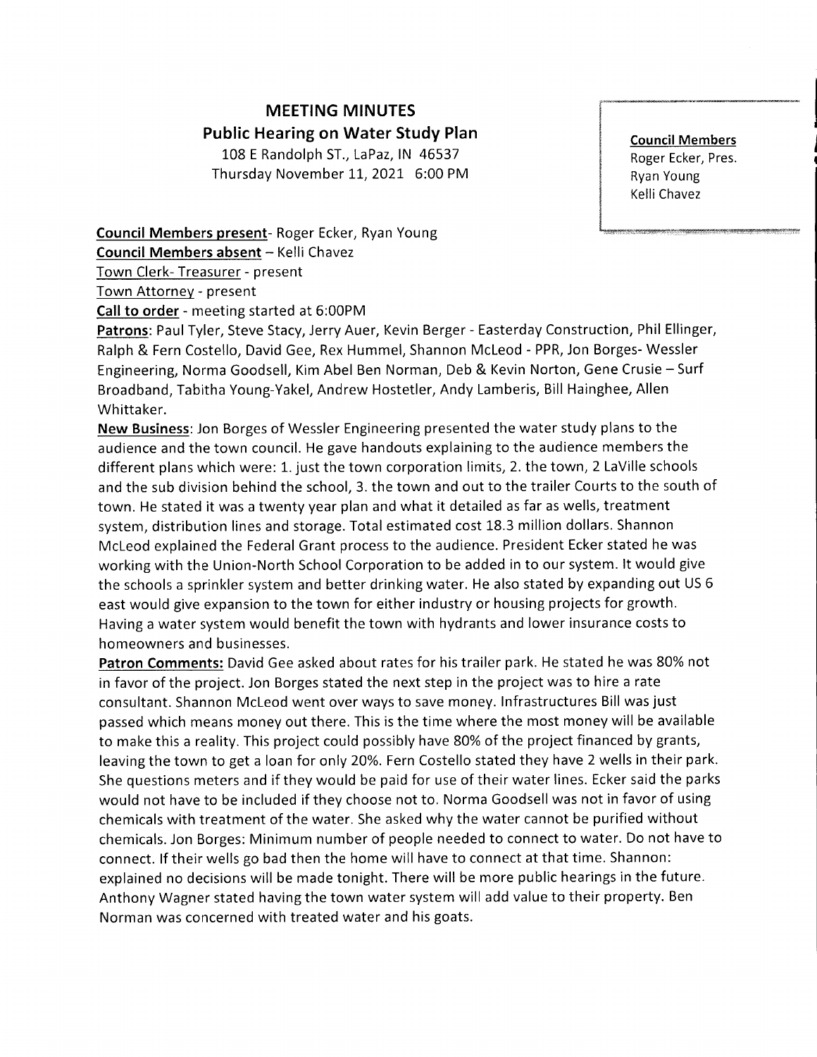# MEETING MINUTES

## Public Hearing on Water Study Plan

108 E Randolph ST., LaPaz, IN 46537
Thursday November 11, 2021 6:00 PM

**Council Members**
Roger Ecker, Pres.
Ryan Young
Kelli Chavez

**Council Members present**- Roger Ecker, Ryan Young
**Council Members absent** – Kelli Chavez
Town Clerk- Treasurer - present
Town Attorney - present
**Call to order** - meeting started at 6:00PM

**Patrons**: Paul Tyler, Steve Stacy, Jerry Auer, Kevin Berger - Easterday Construction, Phil Ellinger, Ralph & Fern Costello, David Gee, Rex Hummel, Shannon McLeod - PPR, Jon Borges- Wessler Engineering, Norma Goodsell, Kim Abel Ben Norman, Deb & Kevin Norton, Gene Crusie – Surf Broadband, Tabitha Young-Yakel, Andrew Hostetler, Andy Lamberis, Bill Hainghee, Allen Whittaker.

**New Business**: Jon Borges of Wessler Engineering presented the water study plans to the audience and the town council. He gave handouts explaining to the audience members the different plans which were: 1. just the town corporation limits, 2. the town, 2 LaVille schools and the sub division behind the school, 3. the town and out to the trailer Courts to the south of town. He stated it was a twenty year plan and what it detailed as far as wells, treatment system, distribution lines and storage. Total estimated cost 18.3 million dollars. Shannon McLeod explained the Federal Grant process to the audience. President Ecker stated he was working with the Union-North School Corporation to be added in to our system. It would give the schools a sprinkler system and better drinking water. He also stated by expanding out US 6 east would give expansion to the town for either industry or housing projects for growth. Having a water system would benefit the town with hydrants and lower insurance costs to homeowners and businesses.

**Patron Comments:** David Gee asked about rates for his trailer park. He stated he was 80% not in favor of the project. Jon Borges stated the next step in the project was to hire a rate consultant. Shannon McLeod went over ways to save money. Infrastructures Bill was just passed which means money out there. This is the time where the most money will be available to make this a reality. This project could possibly have 80% of the project financed by grants, leaving the town to get a loan for only 20%. Fern Costello stated they have 2 wells in their park. She questions meters and if they would be paid for use of their water lines. Ecker said the parks would not have to be included if they choose not to. Norma Goodsell was not in favor of using chemicals with treatment of the water. She asked why the water cannot be purified without chemicals. Jon Borges: Minimum number of people needed to connect to water. Do not have to connect. If their wells go bad then the home will have to connect at that time. Shannon: explained no decisions will be made tonight. There will be more public hearings in the future. Anthony Wagner stated having the town water system will add value to their property. Ben Norman was concerned with treated water and his goats.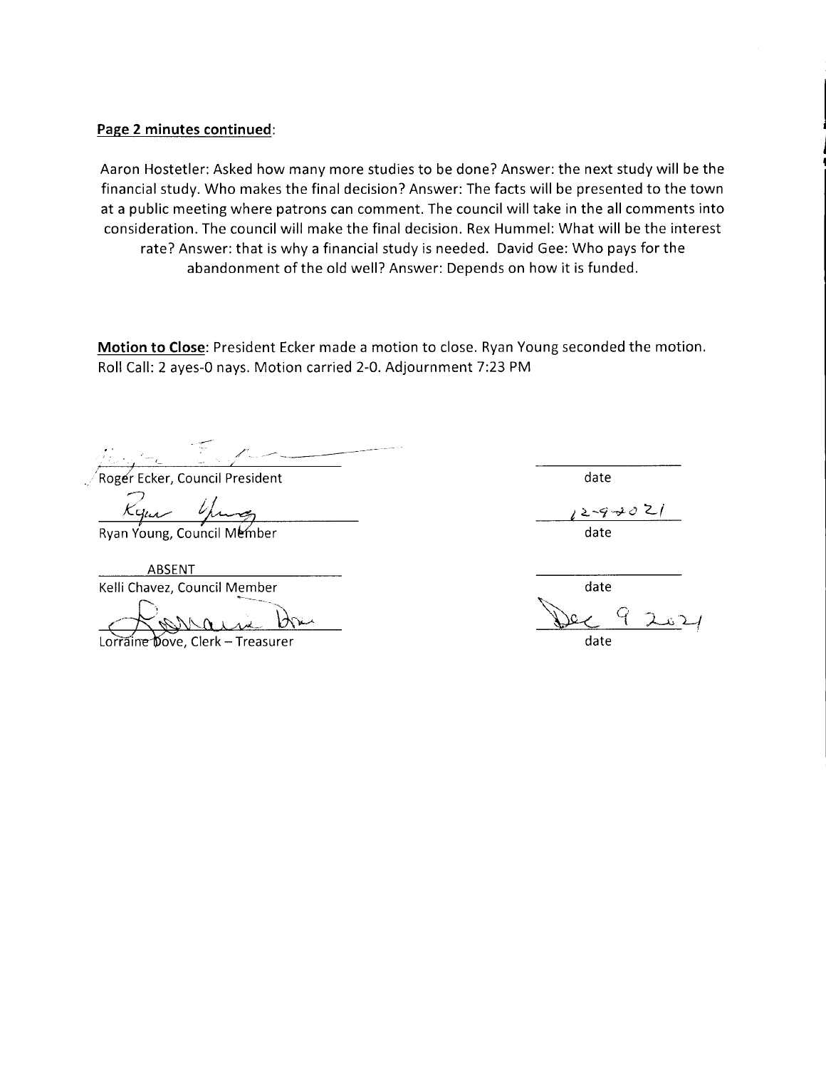**Page 2 minutes continued**:

Aaron Hostetler: Asked how many more studies to be done? Answer: the next study will be the financial study. Who makes the final decision? Answer: The facts will be presented to the town at a public meeting where patrons can comment. The council will take in the all comments into consideration. The council will make the final decision. Rex Hummel: What will be the interest rate? Answer: that is why a financial study is needed. David Gee: Who pays for the abandonment of the old well? Answer: Depends on how it is funded.

**Motion to Close**: President Ecker made a motion to close. Ryan Young seconded the motion. Roll Call: 2 ayes-0 nays. Motion carried 2-0. Adjournment 7:23 PM

| | |
|---|---|
| Roger Ecker, Council President | date |
| Ryan Young, Council Member | 12-9-2021<br>date |
| ABSENT<br>Kelli Chavez, Council Member | date |
| Lorraine Dove, Clerk – Treasurer | Dec 9 2021<br>date |